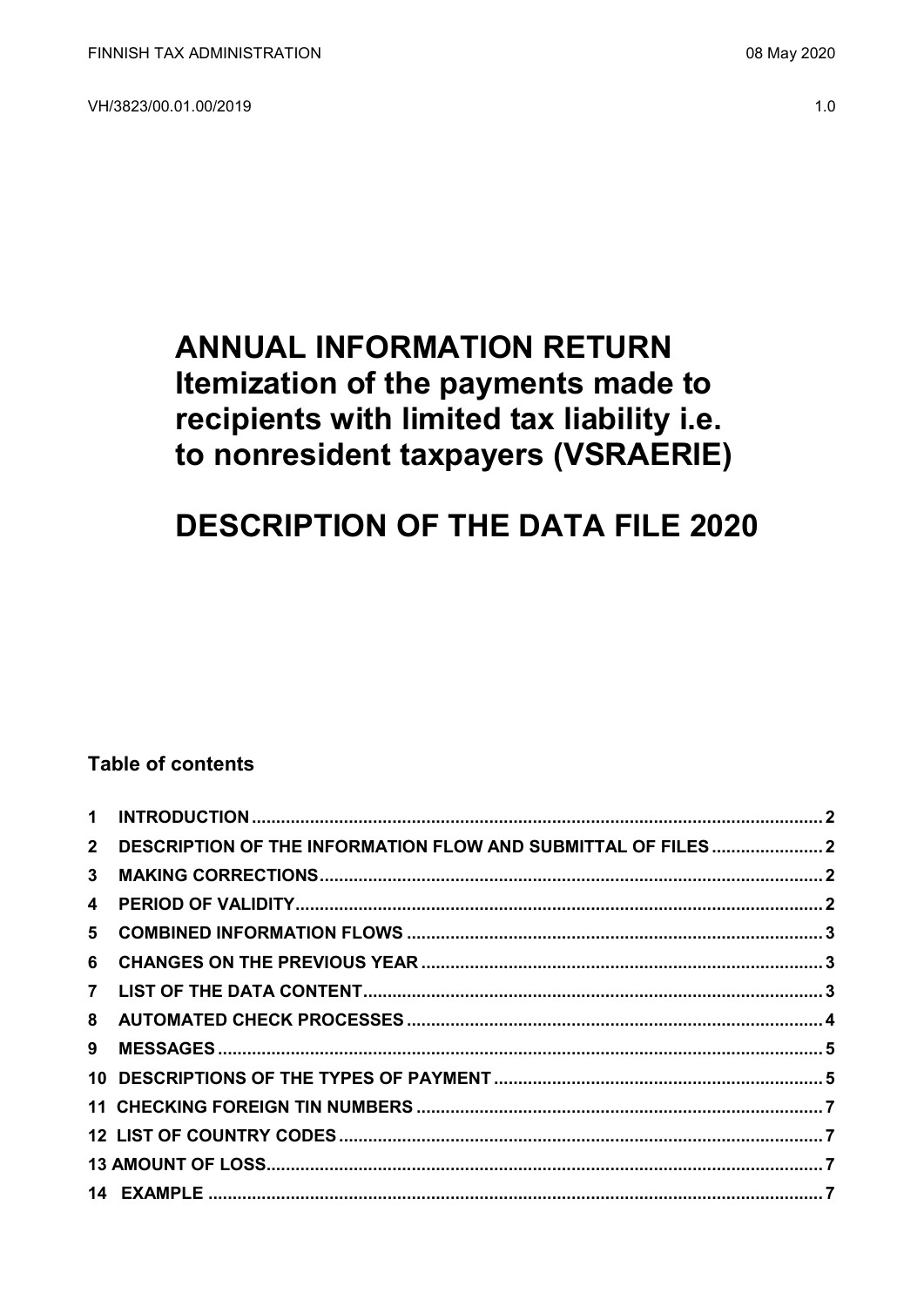FINNISH TAX ADMINISTRATION 08 May 2020

VH/3823/00.01.00/2019 1.0

# ANNUAL INFORMATION RETURN Itemization of the payments made to recipients with limited tax liability i.e. to nonresident taxpayers (VSRAERIE)

# DESCRIPTION OF THE DATA FILE 2020

## Table of contents

| | | |
|---|---|---|
| 1 | INTRODUCTION | 2 |
| 2 | DESCRIPTION OF THE INFORMATION FLOW AND SUBMITTAL OF FILES | 2 |
| 3 | MAKING CORRECTIONS | 2 |
| 4 | PERIOD OF VALIDITY | 2 |
| 5 | COMBINED INFORMATION FLOWS | 3 |
| 6 | CHANGES ON THE PREVIOUS YEAR | 3 |
| 7 | LIST OF THE DATA CONTENT | 3 |
| 8 | AUTOMATED CHECK PROCESSES | 4 |
| 9 | MESSAGES | 5 |
| 10 | DESCRIPTIONS OF THE TYPES OF PAYMENT | 5 |
| 11 | CHECKING FOREIGN TIN NUMBERS | 7 |
| 12 | LIST OF COUNTRY CODES | 7 |
| 13 | AMOUNT OF LOSS | 7 |
| 14 | EXAMPLE | 7 |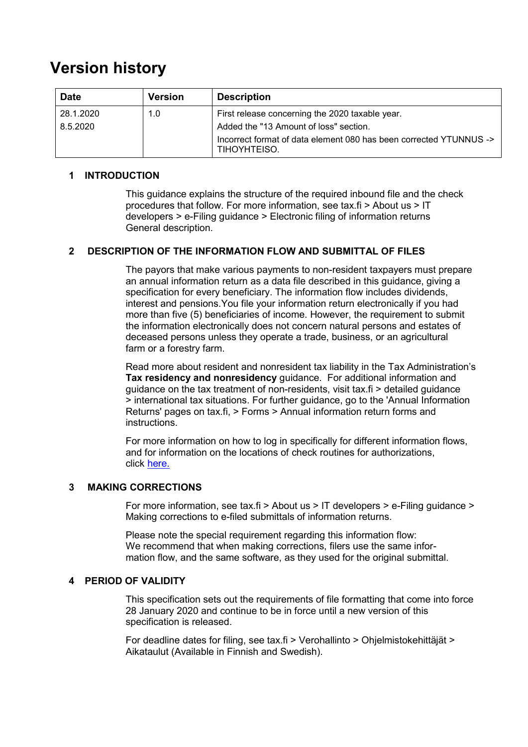# Version history

| Date | Version | Description |
|---|---|---|
| 28.1.2020<br>8.5.2020 | 1.0 | First release concerning the 2020 taxable year.<br>Added the "13 Amount of loss" section.<br>Incorrect format of data element 080 has been corrected YTUNNUS -> TIHOYHTEISO. |

## 1 INTRODUCTION

This guidance explains the structure of the required inbound file and the check procedures that follow. For more information, see tax.fi > About us > IT developers > e-Filing guidance > Electronic filing of information returns General description.

## 2 DESCRIPTION OF THE INFORMATION FLOW AND SUBMITTAL OF FILES

The payors that make various payments to non-resident taxpayers must prepare an annual information return as a data file described in this guidance, giving a specification for every beneficiary. The information flow includes dividends, interest and pensions.You file your information return electronically if you had more than five (5) beneficiaries of income. However, the requirement to submit the information electronically does not concern natural persons and estates of deceased persons unless they operate a trade, business, or an agricultural farm or a forestry farm.

Read more about resident and nonresident tax liability in the Tax Administration's **Tax residency and nonresidency** guidance. For additional information and guidance on the tax treatment of non-residents, visit tax.fi > detailed guidance > international tax situations. For further guidance, go to the 'Annual Information Returns' pages on tax.fi, > Forms > Annual information return forms and instructions.

For more information on how to log in specifically for different information flows, and for information on the locations of check routines for authorizations, click here.

## 3 MAKING CORRECTIONS

For more information, see tax.fi > About us > IT developers > e-Filing guidance > Making corrections to e-filed submittals of information returns.

Please note the special requirement regarding this information flow:
We recommend that when making corrections, filers use the same information flow, and the same software, as they used for the original submittal.

## 4 PERIOD OF VALIDITY

This specification sets out the requirements of file formatting that come into force 28 January 2020 and continue to be in force until a new version of this specification is released.

For deadline dates for filing, see tax.fi > Verohallinto > Ohjelmistokehittäjät > Aikataulut (Available in Finnish and Swedish).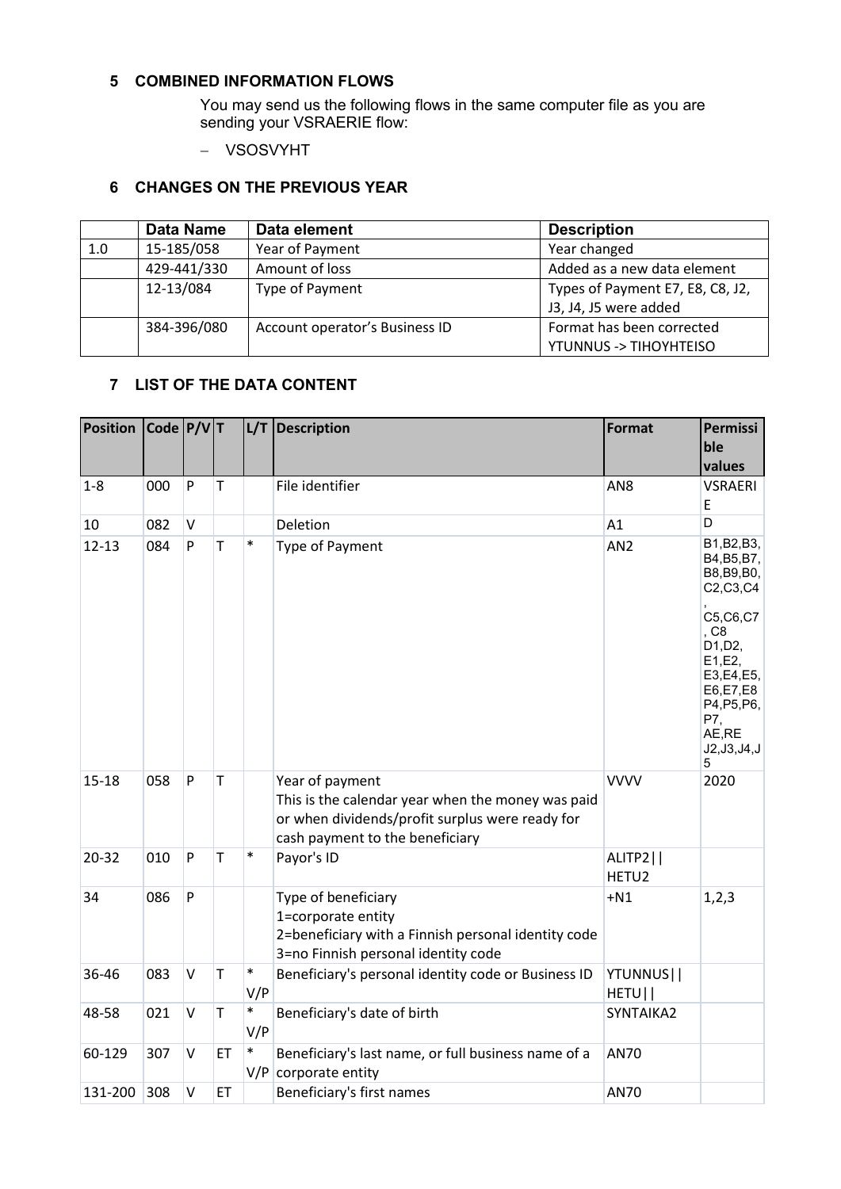## 5 COMBINED INFORMATION FLOWS

You may send us the following flows in the same computer file as you are sending your VSRAERIE flow:

- VSOSVYHT

## 6 CHANGES ON THE PREVIOUS YEAR

| | Data Name | Data element | Description |
|---|---|---|---|
| 1.0 | 15-185/058 | Year of Payment | Year changed |
| | 429-441/330 | Amount of loss | Added as a new data element |
| | 12-13/084 | Type of Payment | Types of Payment E7, E8, C8, J2, J3, J4, J5 were added |
| | 384-396/080 | Account operator's Business ID | Format has been corrected YTUNNUS -> TIHOYHTEISO |

## 7 LIST OF THE DATA CONTENT

| Position | Code | P/V | T | L/T | Description | Format | Permissible values |
|---|---|---|---|---|---|---|---|
| 1-8 | 000 | P | T | | File identifier | AN8 | VSRAERIE |
| 10 | 082 | V | | | Deletion | A1 | D |
| 12-13 | 084 | P | T | * | Type of Payment | AN2 | B1,B2,B3, B4,B5,B7, B8,B9,B0, C2,C3,C4, C5,C6,C7, C8 D1,D2, E1,E2, E3,E4,E5, E6,E7,E8 P4,P5,P6, P7, AE,RE J2,J3,J4,J5 |
| 15-18 | 058 | P | T | | Year of payment<br>This is the calendar year when the money was paid or when dividends/profit surplus were ready for cash payment to the beneficiary | VVVV | 2020 |
| 20-32 | 010 | P | T | * | Payor's ID | ALITP2\|\| HETU2 | |
| 34 | 086 | P | | | Type of beneficiary<br>1=corporate entity<br>2=beneficiary with a Finnish personal identity code<br>3=no Finnish personal identity code | +N1 | 1,2,3 |
| 36-46 | 083 | V | T | * V/P | Beneficiary's personal identity code or Business ID | YTUNNUS\|\| HETU\|\| | |
| 48-58 | 021 | V | T | * V/P | Beneficiary's date of birth | SYNTAIKA2 | |
| 60-129 | 307 | V | ET | * V/P | Beneficiary's last name, or full business name of a corporate entity | AN70 | |
| 131-200 | 308 | V | ET | | Beneficiary's first names | AN70 | |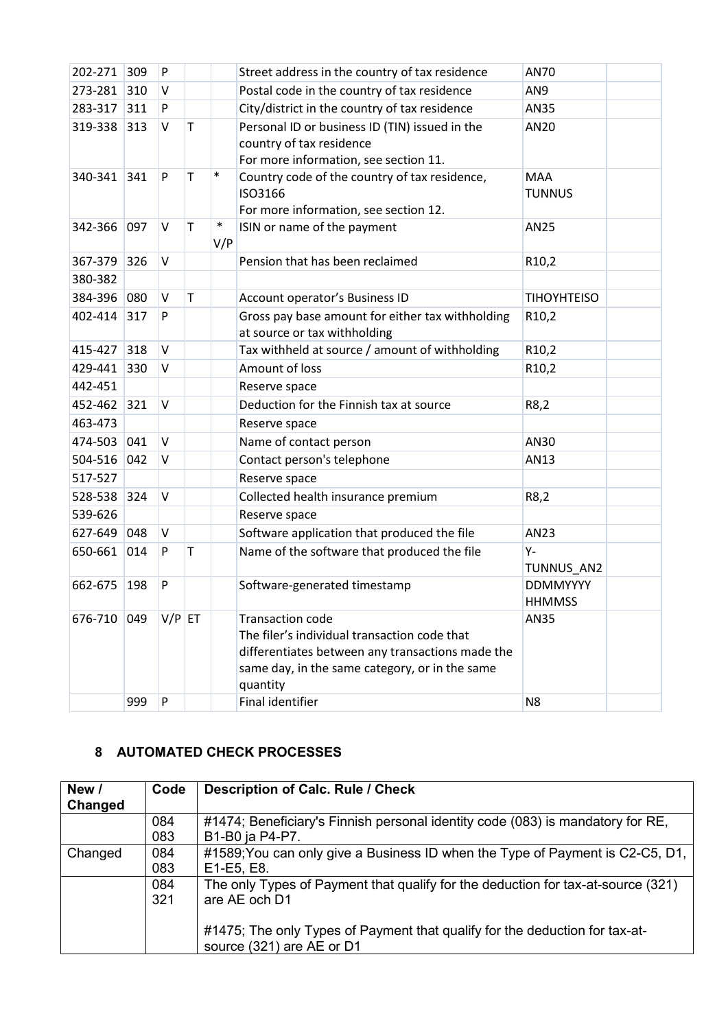| | | | | | | | |
|---|---|---|---|---|---|---|---|
| 202-271 | 309 | P | | | Street address in the country of tax residence | AN70 | |
| 273-281 | 310 | V | | | Postal code in the country of tax residence | AN9 | |
| 283-317 | 311 | P | | | City/district in the country of tax residence | AN35 | |
| 319-338 | 313 | V | T | | Personal ID or business ID (TIN) issued in the country of tax residence<br>For more information, see section 11. | AN20 | |
| 340-341 | 341 | P | T | * | Country code of the country of tax residence, ISO3166<br>For more information, see section 12. | MAA TUNNUS | |
| 342-366 | 097 | V | T | * V/P | ISIN or name of the payment | AN25 | |
| 367-379 | 326 | V | | | Pension that has been reclaimed | R10,2 | |
| 380-382 | | | | | | | |
| 384-396 | 080 | V | T | | Account operator's Business ID | TIHOYHTEISO | |
| 402-414 | 317 | P | | | Gross pay base amount for either tax withholding at source or tax withholding | R10,2 | |
| 415-427 | 318 | V | | | Tax withheld at source / amount of withholding | R10,2 | |
| 429-441 | 330 | V | | | Amount of loss | R10,2 | |
| 442-451 | | | | | Reserve space | | |
| 452-462 | 321 | V | | | Deduction for the Finnish tax at source | R8,2 | |
| 463-473 | | | | | Reserve space | | |
| 474-503 | 041 | V | | | Name of contact person | AN30 | |
| 504-516 | 042 | V | | | Contact person's telephone | AN13 | |
| 517-527 | | | | | Reserve space | | |
| 528-538 | 324 | V | | | Collected health insurance premium | R8,2 | |
| 539-626 | | | | | Reserve space | | |
| 627-649 | 048 | V | | | Software application that produced the file | AN23 | |
| 650-661 | 014 | P | T | | Name of the software that produced the file | Y-TUNNUS_AN2 | |
| 662-675 | 198 | P | | | Software-generated timestamp | DDMMYYYY HHMMSS | |
| 676-710 | 049 | V/P | ET | | Transaction code<br>The filer's individual transaction code that differentiates between any transactions made the same day, in the same category, or in the same quantity | AN35 | |
| | 999 | P | | | Final identifier | N8 | |

## 8 AUTOMATED CHECK PROCESSES

| New / Changed | Code | Description of Calc. Rule / Check |
|---|---|---|
| | 084<br>083 | #1474; Beneficiary's Finnish personal identity code (083) is mandatory for RE, B1-B0 ja P4-P7. |
| Changed | 084<br>083 | #1589;You can only give a Business ID when the Type of Payment is C2-C5, D1, E1-E5, E8. |
| | 084<br>321 | The only Types of Payment that qualify for the deduction for tax-at-source (321) are AE och D1<br><br>#1475; The only Types of Payment that qualify for the deduction for tax-at-source (321) are AE or D1 |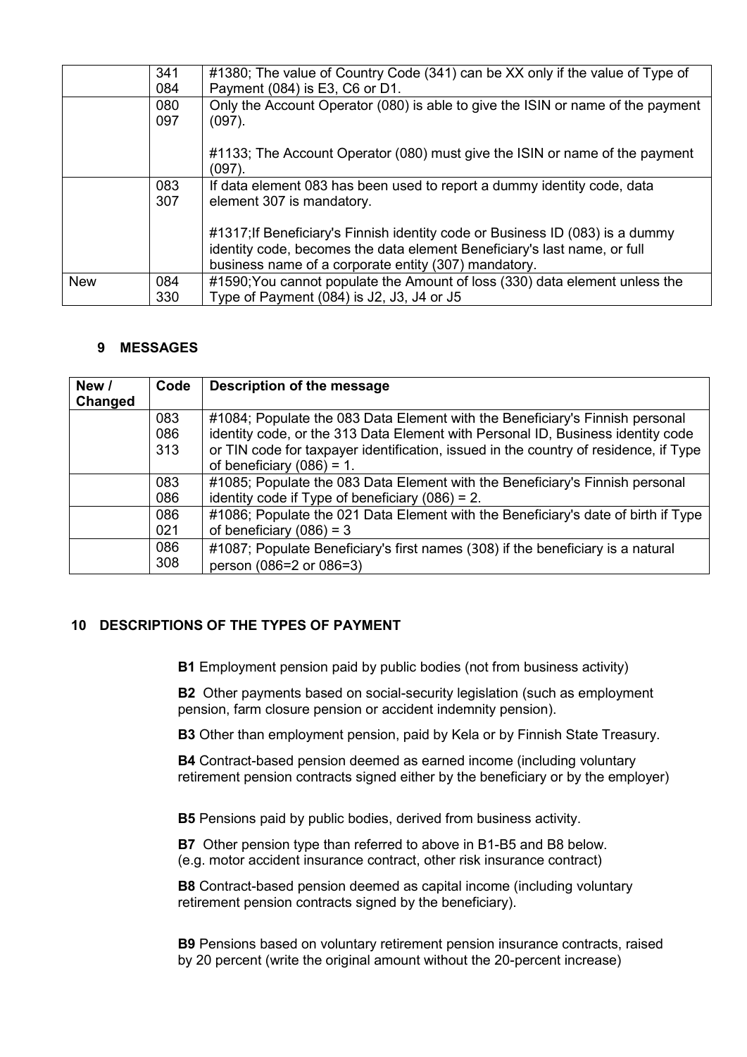| | | |
|---|---|---|
| | 341<br>084 | #1380; The value of Country Code (341) can be XX only if the value of Type of Payment (084) is E3, C6 or D1. |
| | 080<br>097 | Only the Account Operator (080) is able to give the ISIN or name of the payment (097).<br><br>#1133; The Account Operator (080) must give the ISIN or name of the payment (097). |
| | 083<br>307 | If data element 083 has been used to report a dummy identity code, data element 307 is mandatory.<br><br>#1317;If Beneficiary's Finnish identity code or Business ID (083) is a dummy identity code, becomes the data element Beneficiary's last name, or full business name of a corporate entity (307) mandatory. |
| New | 084<br>330 | #1590;You cannot populate the Amount of loss (330) data element unless the Type of Payment (084) is J2, J3, J4 or J5 |

## 9 MESSAGES

| New / Changed | Code | Description of the message |
|---|---|---|
| | 083<br>086<br>313 | #1084; Populate the 083 Data Element with the Beneficiary's Finnish personal identity code, or the 313 Data Element with Personal ID, Business identity code or TIN code for taxpayer identification, issued in the country of residence, if Type of beneficiary (086) = 1. |
| | 083<br>086 | #1085; Populate the 083 Data Element with the Beneficiary's Finnish personal identity code if Type of beneficiary (086) = 2. |
| | 086<br>021 | #1086; Populate the 021 Data Element with the Beneficiary's date of birth if Type of beneficiary (086) = 3 |
| | 086<br>308 | #1087; Populate Beneficiary's first names (308) if the beneficiary is a natural person (086=2 or 086=3) |

## 10 DESCRIPTIONS OF THE TYPES OF PAYMENT

**B1** Employment pension paid by public bodies (not from business activity)

**B2** Other payments based on social-security legislation (such as employment pension, farm closure pension or accident indemnity pension).

**B3** Other than employment pension, paid by Kela or by Finnish State Treasury.

**B4** Contract-based pension deemed as earned income (including voluntary retirement pension contracts signed either by the beneficiary or by the employer)

**B5** Pensions paid by public bodies, derived from business activity.

**B7** Other pension type than referred to above in B1-B5 and B8 below. (e.g. motor accident insurance contract, other risk insurance contract)

**B8** Contract-based pension deemed as capital income (including voluntary retirement pension contracts signed by the beneficiary).

**B9** Pensions based on voluntary retirement pension insurance contracts, raised by 20 percent (write the original amount without the 20-percent increase)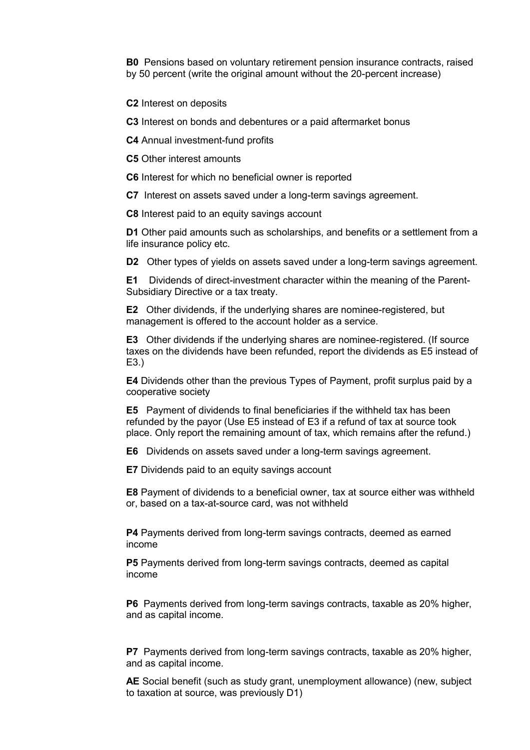**B0** Pensions based on voluntary retirement pension insurance contracts, raised by 50 percent (write the original amount without the 20-percent increase)

**C2** Interest on deposits

**C3** Interest on bonds and debentures or a paid aftermarket bonus

**C4** Annual investment-fund profits

**C5** Other interest amounts

**C6** Interest for which no beneficial owner is reported

**C7** Interest on assets saved under a long-term savings agreement.

**C8** Interest paid to an equity savings account

**D1** Other paid amounts such as scholarships, and benefits or a settlement from a life insurance policy etc.

**D2** Other types of yields on assets saved under a long-term savings agreement.

**E1** Dividends of direct-investment character within the meaning of the Parent-Subsidiary Directive or a tax treaty.

**E2** Other dividends, if the underlying shares are nominee-registered, but management is offered to the account holder as a service.

**E3** Other dividends if the underlying shares are nominee-registered. (If source taxes on the dividends have been refunded, report the dividends as E5 instead of E3.)

**E4** Dividends other than the previous Types of Payment, profit surplus paid by a cooperative society

**E5** Payment of dividends to final beneficiaries if the withheld tax has been refunded by the payor (Use E5 instead of E3 if a refund of tax at source took place. Only report the remaining amount of tax, which remains after the refund.)

**E6** Dividends on assets saved under a long-term savings agreement.

**E7** Dividends paid to an equity savings account

**E8** Payment of dividends to a beneficial owner, tax at source either was withheld or, based on a tax-at-source card, was not withheld

**P4** Payments derived from long-term savings contracts, deemed as earned income

**P5** Payments derived from long-term savings contracts, deemed as capital income

**P6** Payments derived from long-term savings contracts, taxable as 20% higher, and as capital income.

**P7** Payments derived from long-term savings contracts, taxable as 20% higher, and as capital income.

**AE** Social benefit (such as study grant, unemployment allowance) (new, subject to taxation at source, was previously D1)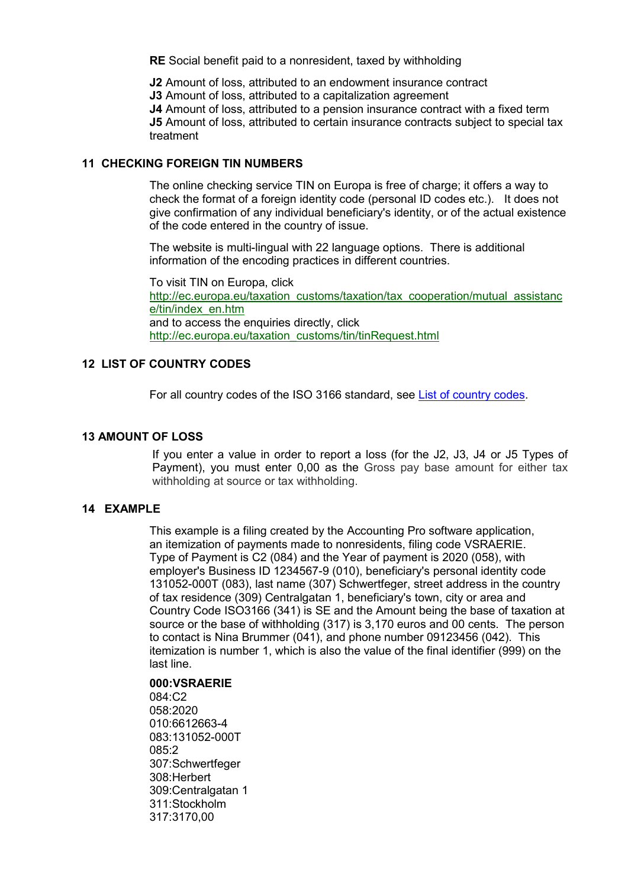**RE** Social benefit paid to a nonresident, taxed by withholding

**J2** Amount of loss, attributed to an endowment insurance contract
**J3** Amount of loss, attributed to a capitalization agreement
**J4** Amount of loss, attributed to a pension insurance contract with a fixed term
**J5** Amount of loss, attributed to certain insurance contracts subject to special tax treatment

## 11 CHECKING FOREIGN TIN NUMBERS

The online checking service TIN on Europa is free of charge; it offers a way to check the format of a foreign identity code (personal ID codes etc.). It does not give confirmation of any individual beneficiary's identity, or of the actual existence of the code entered in the country of issue.

The website is multi-lingual with 22 language options. There is additional information of the encoding practices in different countries.

To visit TIN on Europa, click
http://ec.europa.eu/taxation_customs/taxation/tax_cooperation/mutual_assistance/tin/index_en.htm
and to access the enquiries directly, click
http://ec.europa.eu/taxation_customs/tin/tinRequest.html

## 12 LIST OF COUNTRY CODES

For all country codes of the ISO 3166 standard, see List of country codes.

## 13 AMOUNT OF LOSS

If you enter a value in order to report a loss (for the J2, J3, J4 or J5 Types of Payment), you must enter 0,00 as the Gross pay base amount for either tax withholding at source or tax withholding.

## 14 EXAMPLE

This example is a filing created by the Accounting Pro software application, an itemization of payments made to nonresidents, filing code VSRAERIE. Type of Payment is C2 (084) and the Year of payment is 2020 (058), with employer's Business ID 1234567-9 (010), beneficiary's personal identity code 131052-000T (083), last name (307) Schwertfeger, street address in the country of tax residence (309) Centralgatan 1, beneficiary's town, city or area and Country Code ISO3166 (341) is SE and the Amount being the base of taxation at source or the base of withholding (317) is 3,170 euros and 00 cents. The person to contact is Nina Brummer (041), and phone number 09123456 (042). This itemization is number 1, which is also the value of the final identifier (999) on the last line.

**000:VSRAERIE**
084:C2
058:2020
010:6612663-4
083:131052-000T
085:2
307:Schwertfeger
308:Herbert
309:Centralgatan 1
311:Stockholm
317:3170,00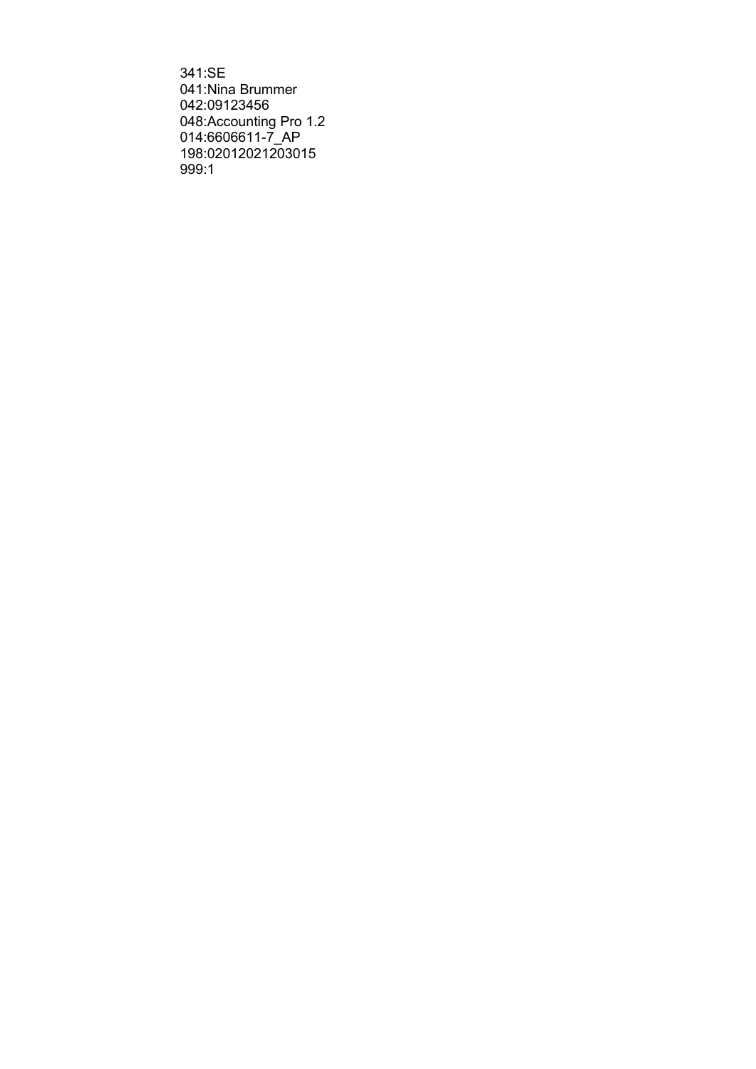341:SE
041:Nina Brummer
042:09123456
048:Accounting Pro 1.2
014:6606611-7_AP
198:02012021203015
999:1